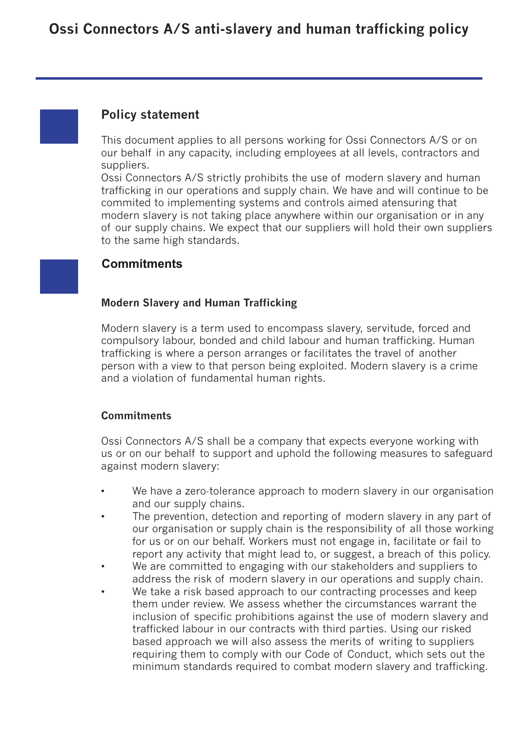# Ossi Connectors A/S anti-slavery and human trafficking policy

## Policy statement

This document applies to all persons working for Ossi Connectors A/S or on our behalf in any capacity, including employees at all levels, contractors and suppliers.
Ossi Connectors A/S strictly prohibits the use of modern slavery and human trafficking in our operations and supply chain. We have and will continue to be commited to implementing systems and controls aimed atensuring that modern slavery is not taking place anywhere within our organisation or in any of our supply chains. We expect that our suppliers will hold their own suppliers to the same high standards.

## Commitments

### Modern Slavery and Human Trafficking

Modern slavery is a term used to encompass slavery, servitude, forced and compulsory labour, bonded and child labour and human trafficking. Human trafficking is where a person arranges or facilitates the travel of another person with a view to that person being exploited. Modern slavery is a crime and a violation of fundamental human rights.

### Commitments

Ossi Connectors A/S shall be a company that expects everyone working with us or on our behalf to support and uphold the following measures to safeguard against modern slavery:

- We have a zero-tolerance approach to modern slavery in our organisation and our supply chains.
- The prevention, detection and reporting of modern slavery in any part of our organisation or supply chain is the responsibility of all those working for us or on our behalf. Workers must not engage in, facilitate or fail to report any activity that might lead to, or suggest, a breach of this policy.
- We are committed to engaging with our stakeholders and suppliers to address the risk of modern slavery in our operations and supply chain.
- We take a risk based approach to our contracting processes and keep them under review. We assess whether the circumstances warrant the inclusion of specific prohibitions against the use of modern slavery and trafficked labour in our contracts with third parties. Using our risked based approach we will also assess the merits of writing to suppliers requiring them to comply with our Code of Conduct, which sets out the minimum standards required to combat modern slavery and trafficking.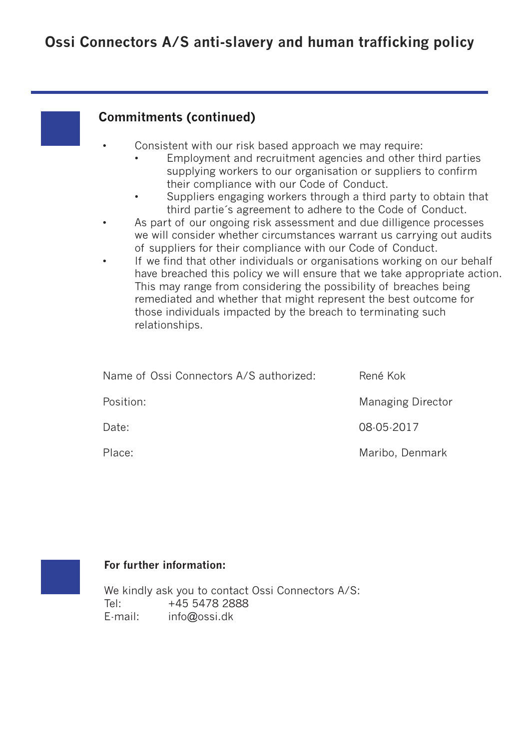# Ossi Connectors A/S anti-slavery and human trafficking policy

## Commitments (continued)

- Consistent with our risk based approach we may require:
  - Employment and recruitment agencies and other third parties supplying workers to our organisation or suppliers to confirm their compliance with our Code of Conduct.
  - Suppliers engaging workers through a third party to obtain that third partie´s agreement to adhere to the Code of Conduct.
- As part of our ongoing risk assessment and due dilligence processes we will consider whether circumstances warrant us carrying out audits of suppliers for their compliance with our Code of Conduct.
- If we find that other individuals or organisations working on our behalf have breached this policy we will ensure that we take appropriate action. This may range from considering the possibility of breaches being remediated and whether that might represent the best outcome for those individuals impacted by the breach to terminating such relationships.

| | |
|---|---|
| Name of Ossi Connectors A/S authorized: | René Kok |
| Position: | Managing Director |
| Date: | 08-05-2017 |
| Place: | Maribo, Denmark |

**For further information:**

We kindly ask you to contact Ossi Connectors A/S:
Tel: +45 5478 2888
E-mail: info@ossi.dk